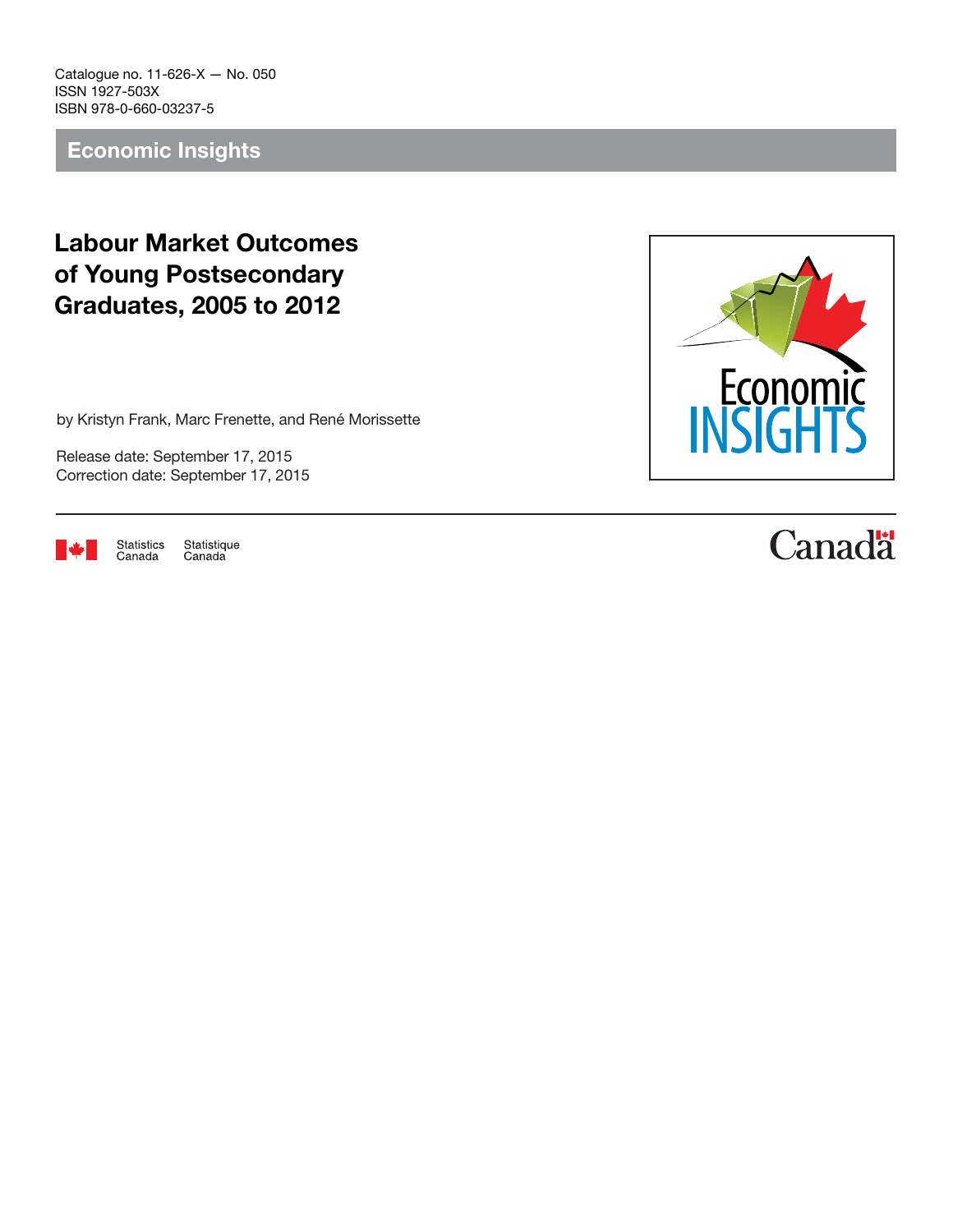Catalogue no. 11-626-X — No. 050
ISSN 1927-503X
ISBN 978-0-660-03237-5

## Economic Insights

# Labour Market Outcomes of Young Postsecondary Graduates, 2005 to 2012

by Kristyn Frank, Marc Frenette, and René Morissette

Release date: September 17, 2015
Correction date: September 17, 2015

Statistics Canada Statistique Canada

Canada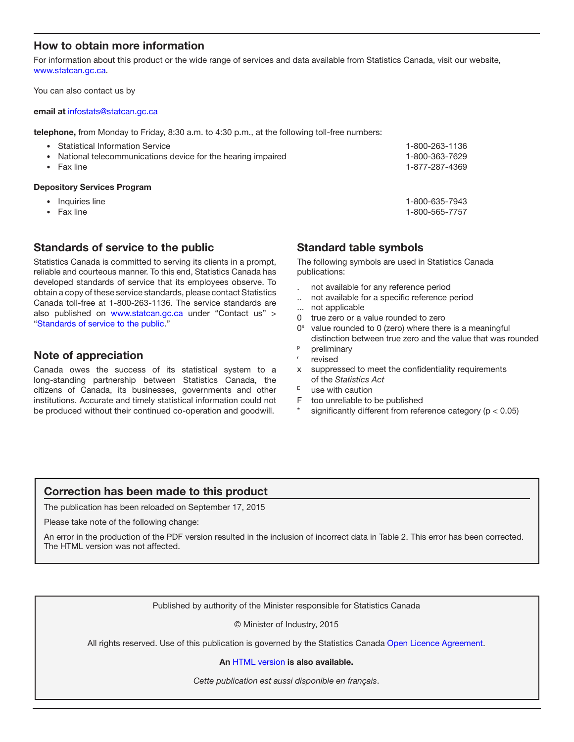## How to obtain more information

For information about this product or the wide range of services and data available from Statistics Canada, visit our website, www.statcan.gc.ca.

You can also contact us by

**email at** infostats@statcan.gc.ca

**telephone,** from Monday to Friday, 8:30 a.m. to 4:30 p.m., at the following toll-free numbers:

- Statistical Information Service 1-800-263-1136
- National telecommunications device for the hearing impaired 1-800-363-7629
- Fax line 1-877-287-4369

**Depository Services Program**

- Inquiries line 1-800-635-7943
- Fax line 1-800-565-7757

## Standards of service to the public

Statistics Canada is committed to serving its clients in a prompt, reliable and courteous manner. To this end, Statistics Canada has developed standards of service that its employees observe. To obtain a copy of these service standards, please contact Statistics Canada toll-free at 1-800-263-1136. The service standards are also published on www.statcan.gc.ca under "Contact us" > "Standards of service to the public."

## Note of appreciation

Canada owes the success of its statistical system to a long-standing partnership between Statistics Canada, the citizens of Canada, its businesses, governments and other institutions. Accurate and timely statistical information could not be produced without their continued co-operation and goodwill.

## Standard table symbols

The following symbols are used in Statistics Canada publications:

- . not available for any reference period
- .. not available for a specific reference period
- ... not applicable
- 0 true zero or a value rounded to zero
- 0[s] value rounded to 0 (zero) where there is a meaningful distinction between true zero and the value that was rounded
- [p] preliminary
- [r] revised
- x suppressed to meet the confidentiality requirements of the *Statistics Act*
- [E] use with caution
- F too unreliable to be published
- * significantly different from reference category ($p < 0.05$)

## Correction has been made to this product

The publication has been reloaded on September 17, 2015

Please take note of the following change:

An error in the production of the PDF version resulted in the inclusion of incorrect data in Table 2. This error has been corrected. The HTML version was not affected.

Published by authority of the Minister responsible for Statistics Canada

© Minister of Industry, 2015

All rights reserved. Use of this publication is governed by the Statistics Canada Open Licence Agreement.

**An** HTML version **is also available.**

*Cette publication est aussi disponible en français*.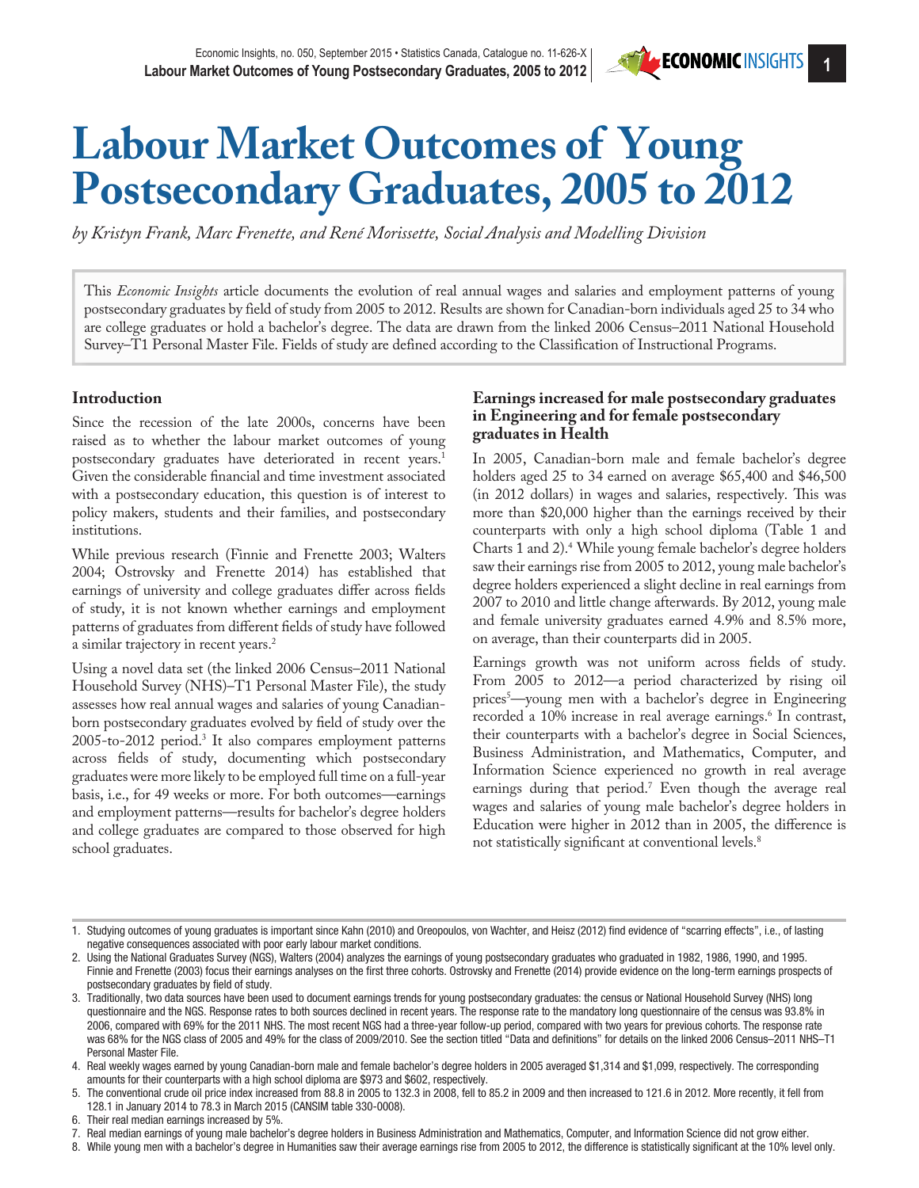# Labour Market Outcomes of Young Postsecondary Graduates, 2005 to 2012

*by Kristyn Frank, Marc Frenette, and René Morissette, Social Analysis and Modelling Division*

This *Economic Insights* article documents the evolution of real annual wages and salaries and employment patterns of young postsecondary graduates by field of study from 2005 to 2012. Results are shown for Canadian-born individuals aged 25 to 34 who are college graduates or hold a bachelor's degree. The data are drawn from the linked 2006 Census–2011 National Household Survey–T1 Personal Master File. Fields of study are defined according to the Classification of Instructional Programs.

## Introduction

Since the recession of the late 2000s, concerns have been raised as to whether the labour market outcomes of young postsecondary graduates have deteriorated in recent years.[1] Given the considerable financial and time investment associated with a postsecondary education, this question is of interest to policy makers, students and their families, and postsecondary institutions.

While previous research (Finnie and Frenette 2003; Walters 2004; Ostrovsky and Frenette 2014) has established that earnings of university and college graduates differ across fields of study, it is not known whether earnings and employment patterns of graduates from different fields of study have followed a similar trajectory in recent years.[2]

Using a novel data set (the linked 2006 Census–2011 National Household Survey (NHS)–T1 Personal Master File), the study assesses how real annual wages and salaries of young Canadian-born postsecondary graduates evolved by field of study over the 2005-to-2012 period.[3] It also compares employment patterns across fields of study, documenting which postsecondary graduates were more likely to be employed full time on a full-year basis, i.e., for 49 weeks or more. For both outcomes—earnings and employment patterns—results for bachelor's degree holders and college graduates are compared to those observed for high school graduates.

## Earnings increased for male postsecondary graduates in Engineering and for female postsecondary graduates in Health

In 2005, Canadian-born male and female bachelor's degree holders aged 25 to 34 earned on average $65,400 and $46,500 (in 2012 dollars) in wages and salaries, respectively. This was more than $20,000 higher than the earnings received by their counterparts with only a high school diploma (Table 1 and Charts 1 and 2).[4] While young female bachelor's degree holders saw their earnings rise from 2005 to 2012, young male bachelor's degree holders experienced a slight decline in real earnings from 2007 to 2010 and little change afterwards. By 2012, young male and female university graduates earned 4.9% and 8.5% more, on average, than their counterparts did in 2005.

Earnings growth was not uniform across fields of study. From 2005 to 2012—a period characterized by rising oil prices[5]—young men with a bachelor's degree in Engineering recorded a 10% increase in real average earnings.[6] In contrast, their counterparts with a bachelor's degree in Social Sciences, Business Administration, and Mathematics, Computer, and Information Science experienced no growth in real average earnings during that period.[7] Even though the average real wages and salaries of young male bachelor's degree holders in Education were higher in 2012 than in 2005, the difference is not statistically significant at conventional levels.[8]

---

1. Studying outcomes of young graduates is important since Kahn (2010) and Oreopoulos, von Wachter, and Heisz (2012) find evidence of "scarring effects", i.e., of lasting negative consequences associated with poor early labour market conditions.
2. Using the National Graduates Survey (NGS), Walters (2004) analyzes the earnings of young postsecondary graduates who graduated in 1982, 1986, 1990, and 1995. Finnie and Frenette (2003) focus their earnings analyses on the first three cohorts. Ostrovsky and Frenette (2014) provide evidence on the long-term earnings prospects of postsecondary graduates by field of study.
3. Traditionally, two data sources have been used to document earnings trends for young postsecondary graduates: the census or National Household Survey (NHS) long questionnaire and the NGS. Response rates to both sources declined in recent years. The response rate to the mandatory long questionnaire of the census was 93.8% in 2006, compared with 69% for the 2011 NHS. The most recent NGS had a three-year follow-up period, compared with two years for previous cohorts. The response rate was 68% for the NGS class of 2005 and 49% for the class of 2009/2010. See the section titled "Data and definitions" for details on the linked 2006 Census–2011 NHS–T1 Personal Master File.
4. Real weekly wages earned by young Canadian-born male and female bachelor's degree holders in 2005 averaged $1,314 and $1,099, respectively. The corresponding amounts for their counterparts with a high school diploma are $973 and $602, respectively.
5. The conventional crude oil price index increased from 88.8 in 2005 to 132.3 in 2008, fell to 85.2 in 2009 and then increased to 121.6 in 2012. More recently, it fell from 128.1 in January 2014 to 78.3 in March 2015 (CANSIM table 330-0008).
6. Their real median earnings increased by 5%.
7. Real median earnings of young male bachelor's degree holders in Business Administration and Mathematics, Computer, and Information Science did not grow either.
8. While young men with a bachelor's degree in Humanities saw their average earnings rise from 2005 to 2012, the difference is statistically significant at the 10% level only.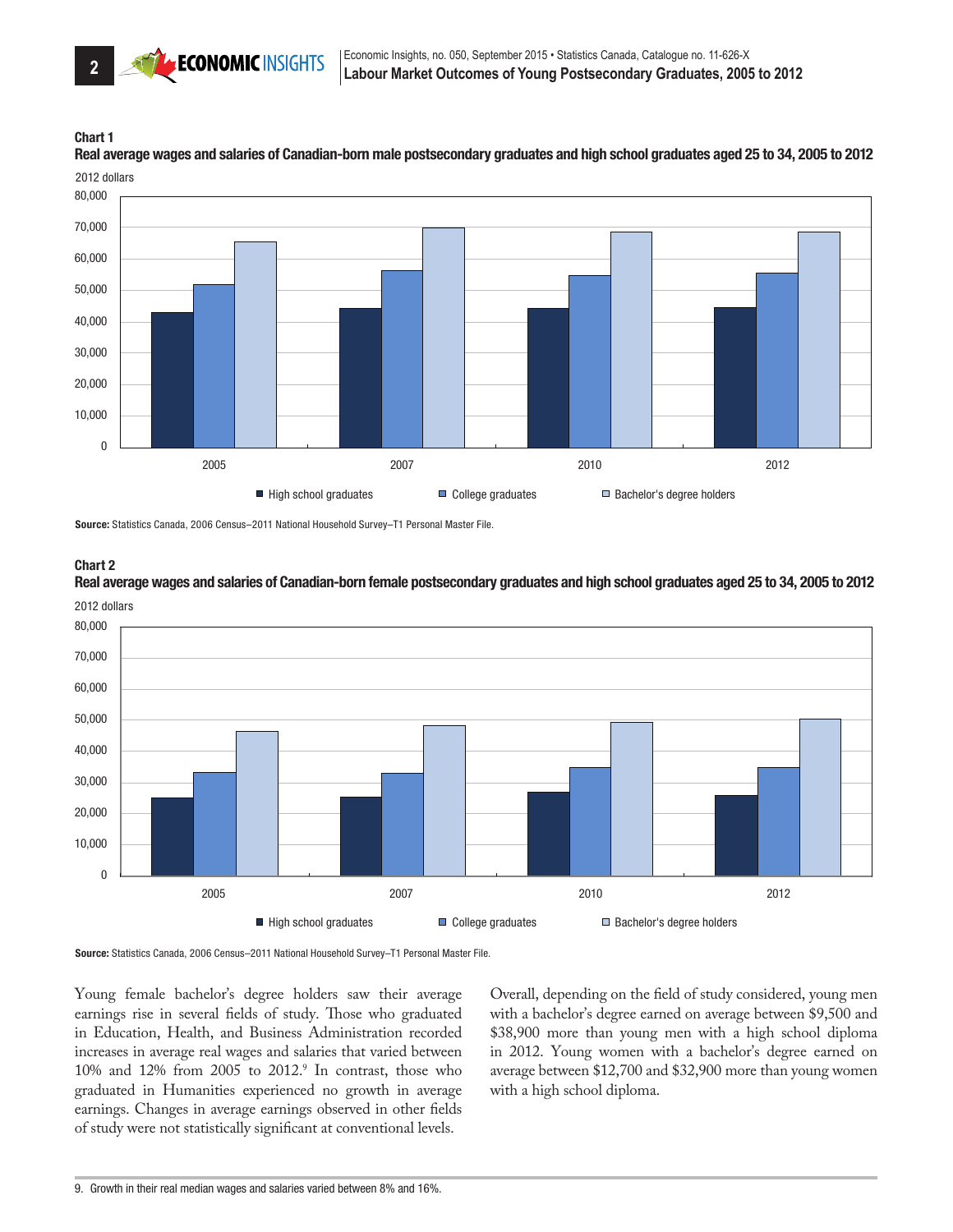**Chart 1**

**Real average wages and salaries of Canadian-born male postsecondary graduates and high school graduates aged 25 to 34, 2005 to 2012**

**Source:** Statistics Canada, 2006 Census–2011 National Household Survey–T1 Personal Master File.

**Chart 2**

**Real average wages and salaries of Canadian-born female postsecondary graduates and high school graduates aged 25 to 34, 2005 to 2012**

**Source:** Statistics Canada, 2006 Census–2011 National Household Survey–T1 Personal Master File.

Young female bachelor's degree holders saw their average earnings rise in several fields of study. Those who graduated in Education, Health, and Business Administration recorded increases in average real wages and salaries that varied between 10% and 12% from 2005 to 2012.[9] In contrast, those who graduated in Humanities experienced no growth in average earnings. Changes in average earnings observed in other fields of study were not statistically significant at conventional levels.

Overall, depending on the field of study considered, young men with a bachelor's degree earned on average between $9,500 and $38,900 more than young men with a high school diploma in 2012. Young women with a bachelor's degree earned on average between $12,700 and $32,900 more than young women with a high school diploma.

9. Growth in their real median wages and salaries varied between 8% and 16%.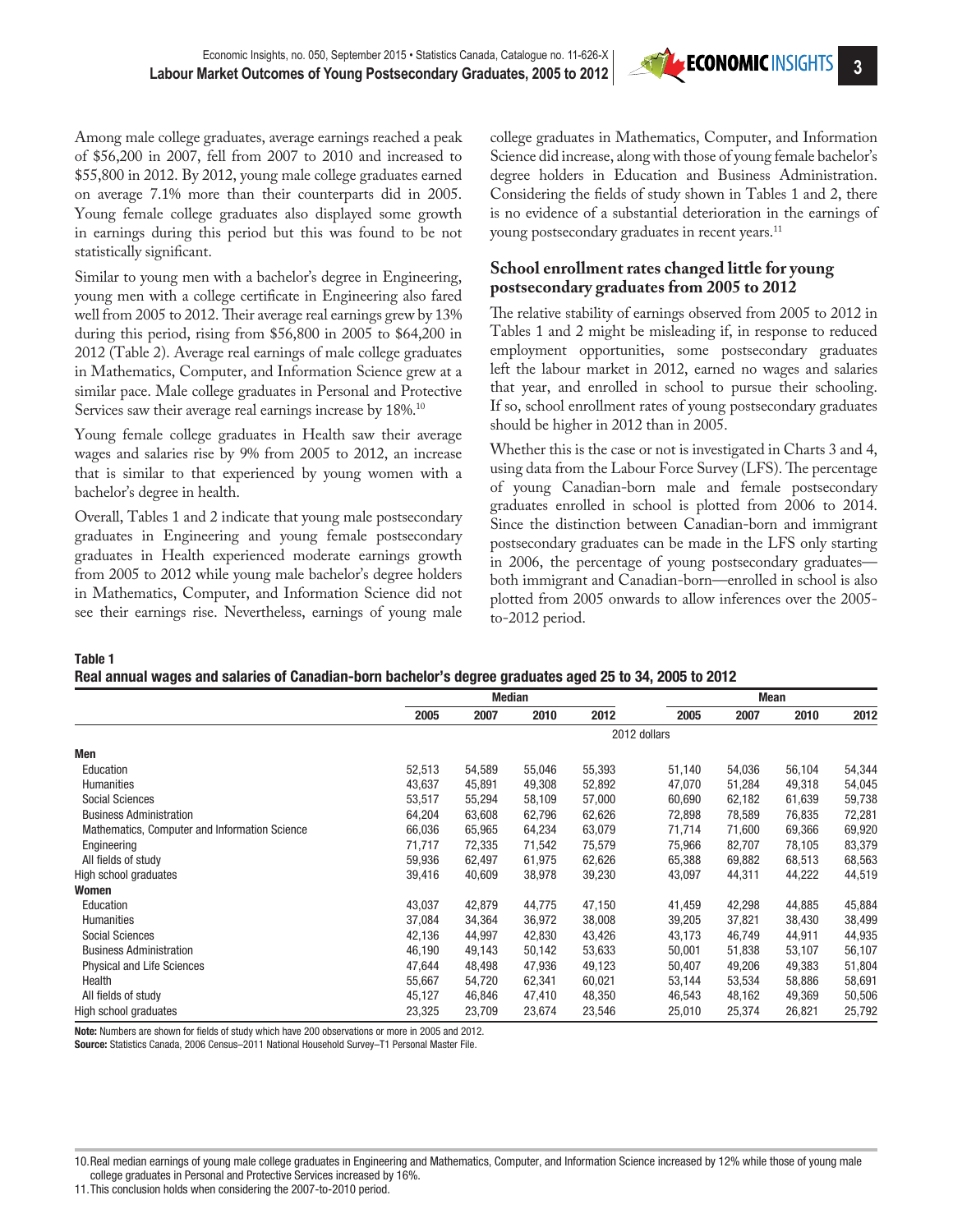Among male college graduates, average earnings reached a peak of $56,200 in 2007, fell from 2007 to 2010 and increased to $55,800 in 2012. By 2012, young male college graduates earned on average 7.1% more than their counterparts did in 2005. Young female college graduates also displayed some growth in earnings during this period but this was found to be not statistically significant.

Similar to young men with a bachelor's degree in Engineering, young men with a college certificate in Engineering also fared well from 2005 to 2012. Their average real earnings grew by 13% during this period, rising from $56,800 in 2005 to $64,200 in 2012 (Table 2). Average real earnings of male college graduates in Mathematics, Computer, and Information Science grew at a similar pace. Male college graduates in Personal and Protective Services saw their average real earnings increase by 18%.[10]

Young female college graduates in Health saw their average wages and salaries rise by 9% from 2005 to 2012, an increase that is similar to that experienced by young women with a bachelor's degree in health.

Overall, Tables 1 and 2 indicate that young male postsecondary graduates in Engineering and young female postsecondary graduates in Health experienced moderate earnings growth from 2005 to 2012 while young male bachelor's degree holders in Mathematics, Computer, and Information Science did not see their earnings rise. Nevertheless, earnings of young male college graduates in Mathematics, Computer, and Information Science did increase, along with those of young female bachelor's degree holders in Education and Business Administration. Considering the fields of study shown in Tables 1 and 2, there is no evidence of a substantial deterioration in the earnings of young postsecondary graduates in recent years.[11]

## School enrollment rates changed little for young postsecondary graduates from 2005 to 2012

The relative stability of earnings observed from 2005 to 2012 in Tables 1 and 2 might be misleading if, in response to reduced employment opportunities, some postsecondary graduates left the labour market in 2012, earned no wages and salaries that year, and enrolled in school to pursue their schooling. If so, school enrollment rates of young postsecondary graduates should be higher in 2012 than in 2005.

Whether this is the case or not is investigated in Charts 3 and 4, using data from the Labour Force Survey (LFS). The percentage of young Canadian-born male and female postsecondary graduates enrolled in school is plotted from 2006 to 2014. Since the distinction between Canadian-born and immigrant postsecondary graduates can be made in the LFS only starting in 2006, the percentage of young postsecondary graduates—both immigrant and Canadian-born—enrolled in school is also plotted from 2005 onwards to allow inferences over the 2005-to-2012 period.

**Table 1**
**Real annual wages and salaries of Canadian-born bachelor's degree graduates aged 25 to 34, 2005 to 2012**

| | Median | | | | Mean | | | |
|---|---|---|---|---|---|---|---|---|
| | 2005 | 2007 | 2010 | 2012 | 2005 | 2007 | 2010 | 2012 |
| | 2012 dollars | | | | | | | |
| **Men** | | | | | | | | |
| Education | 52,513 | 54,589 | 55,046 | 55,393 | 51,140 | 54,036 | 56,104 | 54,344 |
| Humanities | 43,637 | 45,891 | 49,308 | 52,892 | 47,070 | 51,284 | 49,318 | 54,045 |
| Social Sciences | 53,517 | 55,294 | 58,109 | 57,000 | 60,690 | 62,182 | 61,639 | 59,738 |
| Business Administration | 64,204 | 63,608 | 62,796 | 62,626 | 72,898 | 78,589 | 76,835 | 72,281 |
| Mathematics, Computer and Information Science | 66,036 | 65,965 | 64,234 | 63,079 | 71,714 | 71,600 | 69,366 | 69,920 |
| Engineering | 71,717 | 72,335 | 71,542 | 75,579 | 75,966 | 82,707 | 78,105 | 83,379 |
| All fields of study | 59,936 | 62,497 | 61,975 | 62,626 | 65,388 | 69,882 | 68,513 | 68,563 |
| High school graduates | 39,416 | 40,609 | 38,978 | 39,230 | 43,097 | 44,311 | 44,222 | 44,519 |
| **Women** | | | | | | | | |
| Education | 43,037 | 42,879 | 44,775 | 47,150 | 41,459 | 42,298 | 44,885 | 45,884 |
| Humanities | 37,084 | 34,364 | 36,972 | 38,008 | 39,205 | 37,821 | 38,430 | 38,499 |
| Social Sciences | 42,136 | 44,997 | 42,830 | 43,426 | 43,173 | 46,749 | 44,911 | 44,935 |
| Business Administration | 46,190 | 49,143 | 50,142 | 53,633 | 50,001 | 51,838 | 53,107 | 56,107 |
| Physical and Life Sciences | 47,644 | 48,498 | 47,936 | 49,123 | 50,407 | 49,206 | 49,383 | 51,804 |
| Health | 55,667 | 54,720 | 62,341 | 60,021 | 53,144 | 53,534 | 58,886 | 58,691 |
| All fields of study | 45,127 | 46,846 | 47,410 | 48,350 | 46,543 | 48,162 | 49,369 | 50,506 |
| High school graduates | 23,325 | 23,709 | 23,674 | 23,546 | 25,010 | 25,374 | 26,821 | 25,792 |

**Note:** Numbers are shown for fields of study which have 200 observations or more in 2005 and 2012.
**Source:** Statistics Canada, 2006 Census–2011 National Household Survey–T1 Personal Master File.

10. Real median earnings of young male college graduates in Engineering and Mathematics, Computer, and Information Science increased by 12% while those of young male college graduates in Personal and Protective Services increased by 16%.

11. This conclusion holds when considering the 2007-to-2010 period.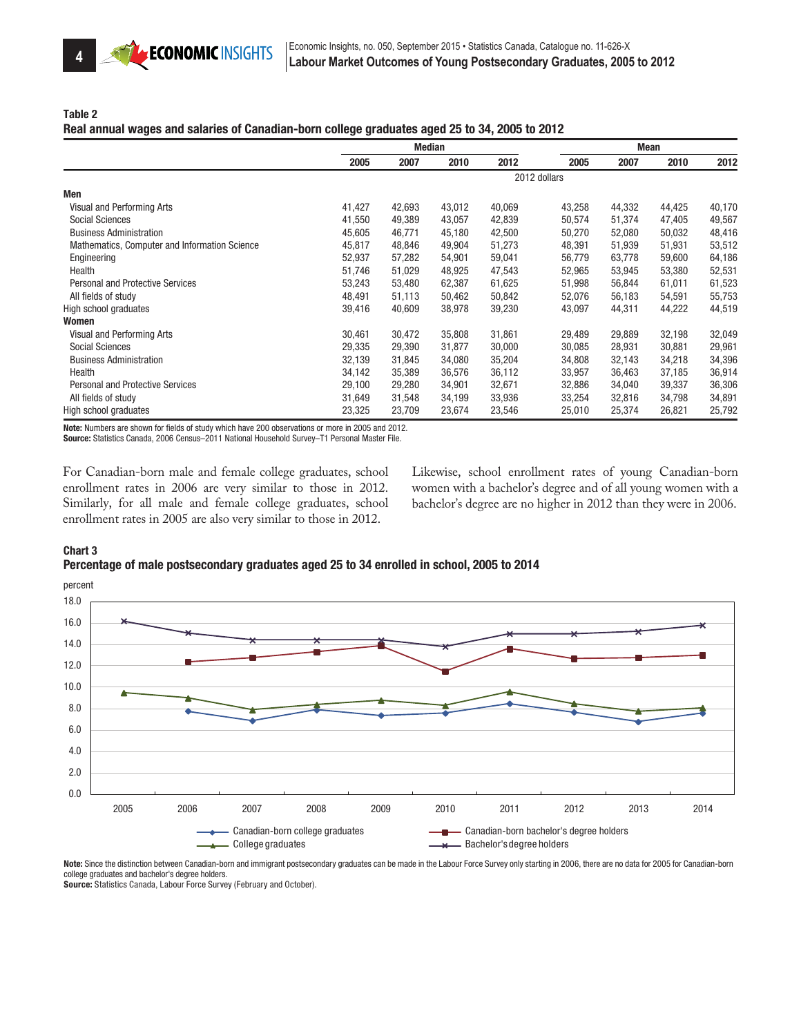**Table 2**
**Real annual wages and salaries of Canadian-born college graduates aged 25 to 34, 2005 to 2012**

| | Median | | | | Mean | | | |
|---|---|---|---|---|---|---|---|---|
| | 2005 | 2007 | 2010 | 2012 | 2005 | 2007 | 2010 | 2012 |
| | 2012 dollars | | | | | | | |
| **Men** | | | | | | | | |
| Visual and Performing Arts | 41,427 | 42,693 | 43,012 | 40,069 | 43,258 | 44,332 | 44,425 | 40,170 |
| Social Sciences | 41,550 | 49,389 | 43,057 | 42,839 | 50,574 | 51,374 | 47,405 | 49,567 |
| Business Administration | 45,605 | 46,771 | 45,180 | 42,500 | 50,270 | 52,080 | 50,032 | 48,416 |
| Mathematics, Computer and Information Science | 45,817 | 48,846 | 49,904 | 51,273 | 48,391 | 51,939 | 51,931 | 53,512 |
| Engineering | 52,937 | 57,282 | 54,901 | 59,041 | 56,779 | 63,778 | 59,600 | 64,186 |
| Health | 51,746 | 51,029 | 48,925 | 47,543 | 52,965 | 53,945 | 53,380 | 52,531 |
| Personal and Protective Services | 53,243 | 53,480 | 62,387 | 61,625 | 51,998 | 56,844 | 61,011 | 61,523 |
| All fields of study | 48,491 | 51,113 | 50,462 | 50,842 | 52,076 | 56,183 | 54,591 | 55,753 |
| High school graduates | 39,416 | 40,609 | 38,978 | 39,230 | 43,097 | 44,311 | 44,222 | 44,519 |
| **Women** | | | | | | | | |
| Visual and Performing Arts | 30,461 | 30,472 | 35,808 | 31,861 | 29,489 | 29,889 | 32,198 | 32,049 |
| Social Sciences | 29,335 | 29,390 | 31,877 | 30,000 | 30,085 | 28,931 | 30,881 | 29,961 |
| Business Administration | 32,139 | 31,845 | 34,080 | 35,204 | 34,808 | 32,143 | 34,218 | 34,396 |
| Health | 34,142 | 35,389 | 36,576 | 36,112 | 33,957 | 36,463 | 37,185 | 36,914 |
| Personal and Protective Services | 29,100 | 29,280 | 34,901 | 32,671 | 32,886 | 34,040 | 39,337 | 36,306 |
| All fields of study | 31,649 | 31,548 | 34,199 | 33,936 | 33,254 | 32,816 | 34,798 | 34,891 |
| High school graduates | 23,325 | 23,709 | 23,674 | 23,546 | 25,010 | 25,374 | 26,821 | 25,792 |

**Note:** Numbers are shown for fields of study which have 200 observations or more in 2005 and 2012.
**Source:** Statistics Canada, 2006 Census–2011 National Household Survey–T1 Personal Master File.

For Canadian-born male and female college graduates, school enrollment rates in 2006 are very similar to those in 2012. Similarly, for all male and female college graduates, school enrollment rates in 2005 are also very similar to those in 2012.

Likewise, school enrollment rates of young Canadian-born women with a bachelor's degree and of all young women with a bachelor's degree are no higher in 2012 than they were in 2006.

**Chart 3**
**Percentage of male postsecondary graduates aged 25 to 34 enrolled in school, 2005 to 2014**

**Note:** Since the distinction between Canadian-born and immigrant postsecondary graduates can be made in the Labour Force Survey only starting in 2006, there are no data for 2005 for Canadian-born college graduates and bachelor's degree holders.
**Source:** Statistics Canada, Labour Force Survey (February and October).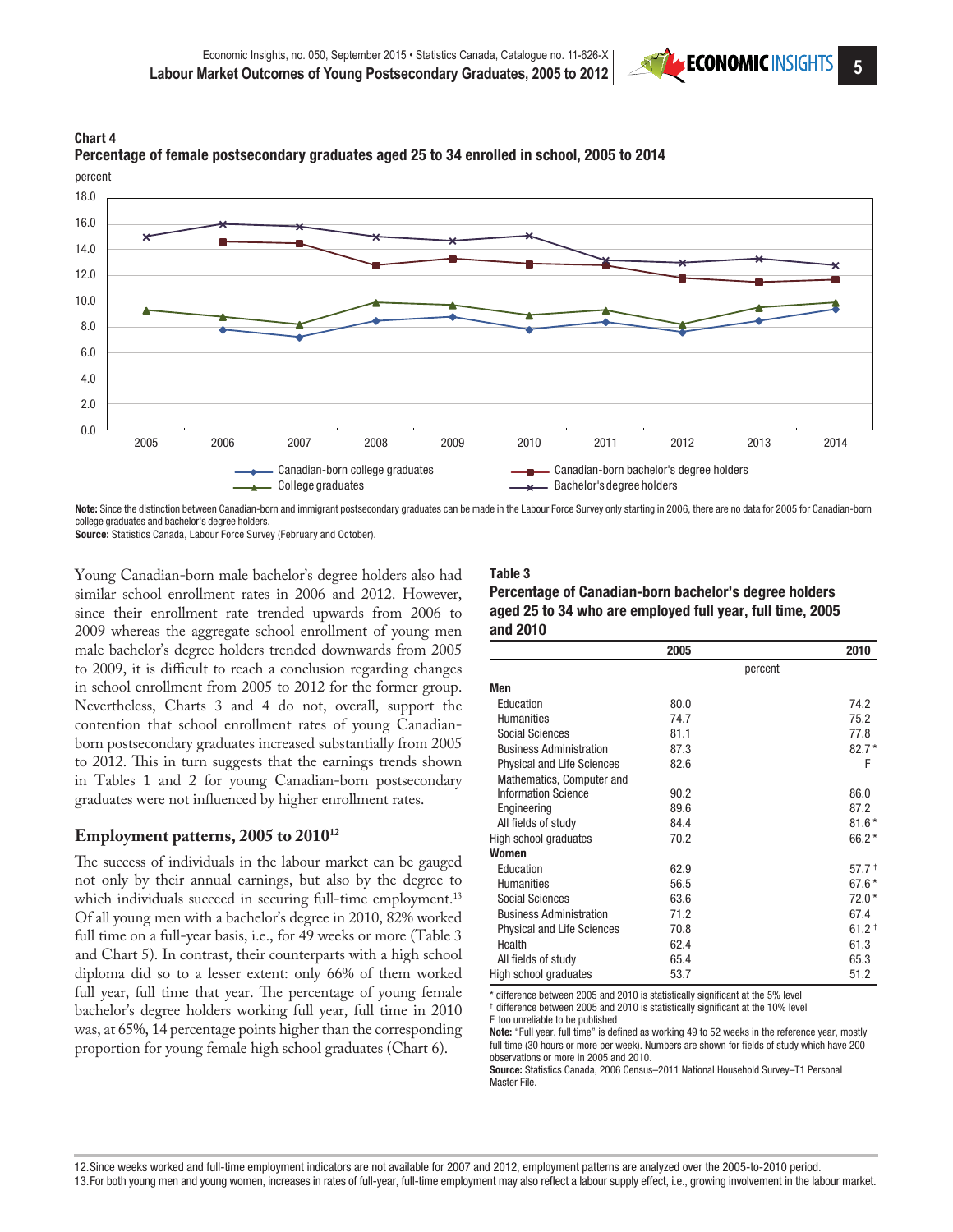**Chart 4**
**Percentage of female postsecondary graduates aged 25 to 34 enrolled in school, 2005 to 2014**

**Note:** Since the distinction between Canadian-born and immigrant postsecondary graduates can be made in the Labour Force Survey only starting in 2006, there are no data for 2005 for Canadian-born college graduates and bachelor's degree holders.
**Source:** Statistics Canada, Labour Force Survey (February and October).

Young Canadian-born male bachelor's degree holders also had similar school enrollment rates in 2006 and 2012. However, since their enrollment rate trended upwards from 2006 to 2009 whereas the aggregate school enrollment of young men male bachelor's degree holders trended downwards from 2005 to 2009, it is difficult to reach a conclusion regarding changes in school enrollment from 2005 to 2012 for the former group. Nevertheless, Charts 3 and 4 do not, overall, support the contention that school enrollment rates of young Canadian-born postsecondary graduates increased substantially from 2005 to 2012. This in turn suggests that the earnings trends shown in Tables 1 and 2 for young Canadian-born postsecondary graduates were not influenced by higher enrollment rates.

## Employment patterns, 2005 to 2010[12]

The success of individuals in the labour market can be gauged not only by their annual earnings, but also by the degree to which individuals succeed in securing full-time employment.[13] Of all young men with a bachelor's degree in 2010, 82% worked full time on a full-year basis, i.e., for 49 weeks or more (Table 3 and Chart 5). In contrast, their counterparts with a high school diploma did so to a lesser extent: only 66% of them worked full year, full time that year. The percentage of young female bachelor's degree holders working full year, full time in 2010 was, at 65%, 14 percentage points higher than the corresponding proportion for young female high school graduates (Chart 6).

**Table 3**
**Percentage of Canadian-born bachelor's degree holders aged 25 to 34 who are employed full year, full time, 2005 and 2010**

| | 2005 | 2010 |
|---|---|---|
| | percent | |
| **Men** | | |
| Education | 80.0 | 74.2 |
| Humanities | 74.7 | 75.2 |
| Social Sciences | 81.1 | 77.8 |
| Business Administration | 87.3 | 82.7 * |
| Physical and Life Sciences | 82.6 | F |
| Mathematics, Computer and Information Science | 90.2 | 86.0 |
| Engineering | 89.6 | 87.2 |
| All fields of study | 84.4 | 81.6 * |
| High school graduates | 70.2 | 66.2 * |
| **Women** | | |
| Education | 62.9 | 57.7 † |
| Humanities | 56.5 | 67.6 * |
| Social Sciences | 63.6 | 72.0 * |
| Business Administration | 71.2 | 67.4 |
| Physical and Life Sciences | 70.8 | 61.2 † |
| Health | 62.4 | 61.3 |
| All fields of study | 65.4 | 65.3 |
| High school graduates | 53.7 | 51.2 |

\* difference between 2005 and 2010 is statistically significant at the 5% level
† difference between 2005 and 2010 is statistically significant at the 10% level
F too unreliable to be published
**Note:** "Full year, full time" is defined as working 49 to 52 weeks in the reference year, mostly full time (30 hours or more per week). Numbers are shown for fields of study which have 200 observations or more in 2005 and 2010.
**Source:** Statistics Canada, 2006 Census–2011 National Household Survey–T1 Personal Master File.

12. Since weeks worked and full-time employment indicators are not available for 2007 and 2012, employment patterns are analyzed over the 2005-to-2010 period.
13. For both young men and young women, increases in rates of full-year, full-time employment may also reflect a labour supply effect, i.e., growing involvement in the labour market.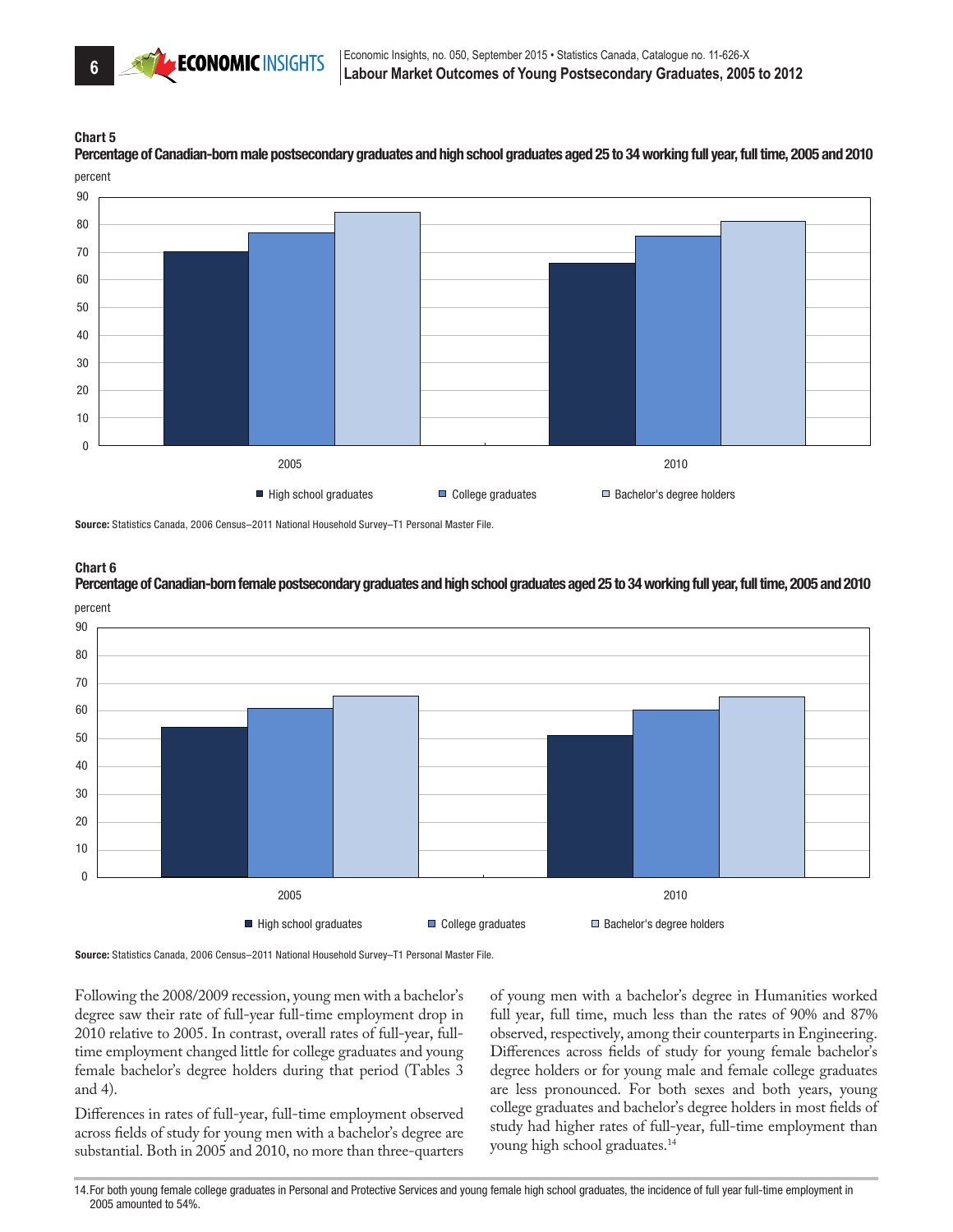**Chart 5**

**Percentage of Canadian-born male postsecondary graduates and high school graduates aged 25 to 34 working full year, full time, 2005 and 2010**

percent

90
80
70
60
50
40
30
20
10
0

2005 2010

High school graduates College graduates Bachelor's degree holders

**Source:** Statistics Canada, 2006 Census–2011 National Household Survey–T1 Personal Master File.

**Chart 6**

**Percentage of Canadian-born female postsecondary graduates and high school graduates aged 25 to 34 working full year, full time, 2005 and 2010**

percent

90
80
70
60
50
40
30
20
10
0

2005 2010

High school graduates College graduates Bachelor's degree holders

**Source:** Statistics Canada, 2006 Census–2011 National Household Survey–T1 Personal Master File.

Following the 2008/2009 recession, young men with a bachelor's degree saw their rate of full-year full-time employment drop in 2010 relative to 2005. In contrast, overall rates of full-year, full-time employment changed little for college graduates and young female bachelor's degree holders during that period (Tables 3 and 4).

Differences in rates of full-year, full-time employment observed across fields of study for young men with a bachelor's degree are substantial. Both in 2005 and 2010, no more than three-quarters of young men with a bachelor's degree in Humanities worked full year, full time, much less than the rates of 90% and 87% observed, respectively, among their counterparts in Engineering. Differences across fields of study for young female bachelor's degree holders or for young male and female college graduates are less pronounced. For both sexes and both years, young college graduates and bachelor's degree holders in most fields of study had higher rates of full-year, full-time employment than young high school graduates.[14]

14. For both young female college graduates in Personal and Protective Services and young female high school graduates, the incidence of full year full-time employment in 2005 amounted to 54%.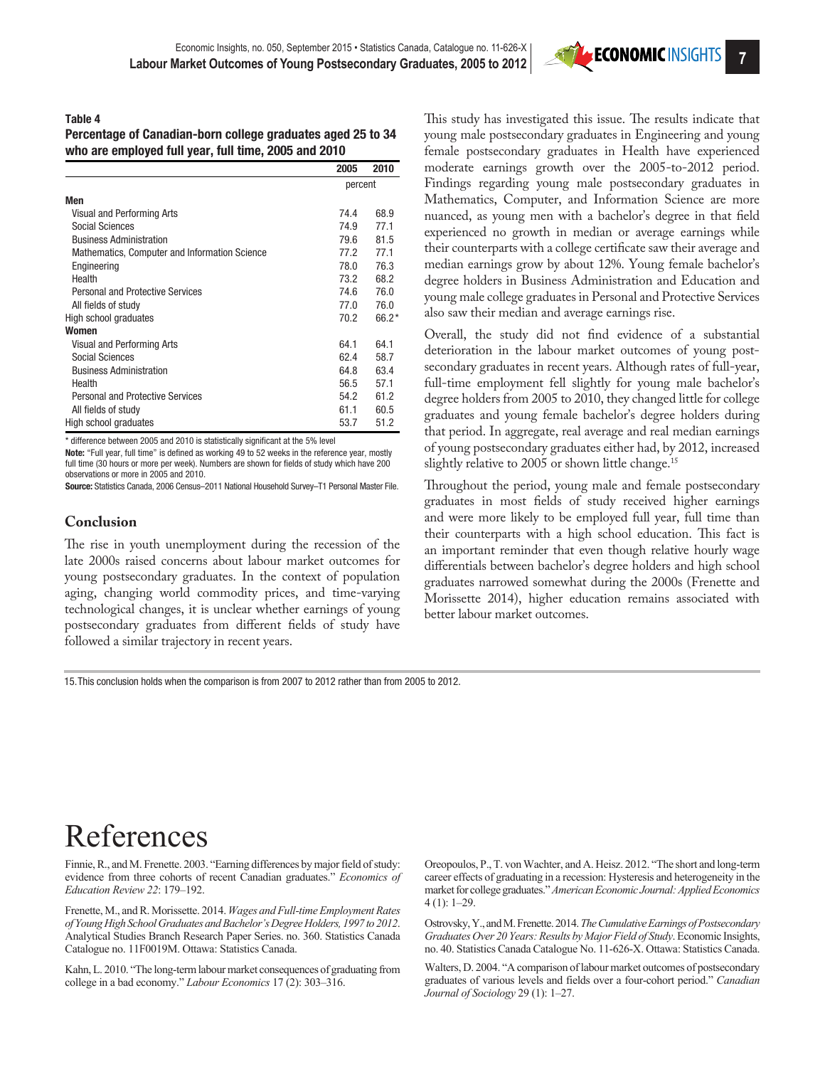**Table 4**
**Percentage of Canadian-born college graduates aged 25 to 34 who are employed full year, full time, 2005 and 2010**

| | 2005 | 2010 |
|---|---|---|
| | percent | |
| **Men** | | |
| Visual and Performing Arts | 74.4 | 68.9 |
| Social Sciences | 74.9 | 77.1 |
| Business Administration | 79.6 | 81.5 |
| Mathematics, Computer and Information Science | 77.2 | 77.1 |
| Engineering | 78.0 | 76.3 |
| Health | 73.2 | 68.2 |
| Personal and Protective Services | 74.6 | 76.0 |
| All fields of study | 77.0 | 76.0 |
| High school graduates | 70.2 | 66.2* |
| **Women** | | |
| Visual and Performing Arts | 64.1 | 64.1 |
| Social Sciences | 62.4 | 58.7 |
| Business Administration | 64.8 | 63.4 |
| Health | 56.5 | 57.1 |
| Personal and Protective Services | 54.2 | 61.2 |
| All fields of study | 61.1 | 60.5 |
| High school graduates | 53.7 | 51.2 |

\* difference between 2005 and 2010 is statistically significant at the 5% level

**Note:** "Full year, full time" is defined as working 49 to 52 weeks in the reference year, mostly full time (30 hours or more per week). Numbers are shown for fields of study which have 200 observations or more in 2005 and 2010.

**Source:** Statistics Canada, 2006 Census–2011 National Household Survey–T1 Personal Master File.

## Conclusion

The rise in youth unemployment during the recession of the late 2000s raised concerns about labour market outcomes for young postsecondary graduates. In the context of population aging, changing world commodity prices, and time-varying technological changes, it is unclear whether earnings of young postsecondary graduates from different fields of study have followed a similar trajectory in recent years.

This study has investigated this issue. The results indicate that young male postsecondary graduates in Engineering and young female postsecondary graduates in Health have experienced moderate earnings growth over the 2005-to-2012 period. Findings regarding young male postsecondary graduates in Mathematics, Computer, and Information Science are more nuanced, as young men with a bachelor's degree in that field experienced no growth in median or average earnings while their counterparts with a college certificate saw their average and median earnings grow by about 12%. Young female bachelor's degree holders in Business Administration and Education and young male college graduates in Personal and Protective Services also saw their median and average earnings rise.

Overall, the study did not find evidence of a substantial deterioration in the labour market outcomes of young postsecondary graduates in recent years. Although rates of full-year, full-time employment fell slightly for young male bachelor's degree holders from 2005 to 2010, they changed little for college graduates and young female bachelor's degree holders during that period. In aggregate, real average and real median earnings of young postsecondary graduates either had, by 2012, increased slightly relative to 2005 or shown little change.[15]

Throughout the period, young male and female postsecondary graduates in most fields of study received higher earnings and were more likely to be employed full year, full time than their counterparts with a high school education. This fact is an important reminder that even though relative hourly wage differentials between bachelor's degree holders and high school graduates narrowed somewhat during the 2000s (Frenette and Morissette 2014), higher education remains associated with better labour market outcomes.

15. This conclusion holds when the comparison is from 2007 to 2012 rather than from 2005 to 2012.

# References

Finnie, R., and M. Frenette. 2003. "Earning differences by major field of study: evidence from three cohorts of recent Canadian graduates." *Economics of Education Review 22*: 179–192.

Frenette, M., and R. Morissette. 2014. *Wages and Full-time Employment Rates of Young High School Graduates and Bachelor's Degree Holders, 1997 to 2012*. Analytical Studies Branch Research Paper Series. no. 360. Statistics Canada Catalogue no. 11F0019M. Ottawa: Statistics Canada.

Kahn, L. 2010. "The long-term labour market consequences of graduating from college in a bad economy." *Labour Economics* 17 (2): 303–316.

Oreopoulos, P., T. von Wachter, and A. Heisz. 2012. "The short and long-term career effects of graduating in a recession: Hysteresis and heterogeneity in the market for college graduates." *American Economic Journal: Applied Economics* 4 (1): 1–29.

Ostrovsky, Y., and M. Frenette. 2014. *The Cumulative Earnings of Postsecondary Graduates Over 20 Years: Results by Major Field of Study*. Economic Insights, no. 40. Statistics Canada Catalogue No. 11-626-X. Ottawa: Statistics Canada.

Walters, D. 2004. "A comparison of labour market outcomes of postsecondary graduates of various levels and fields over a four-cohort period." *Canadian Journal of Sociology* 29 (1): 1–27.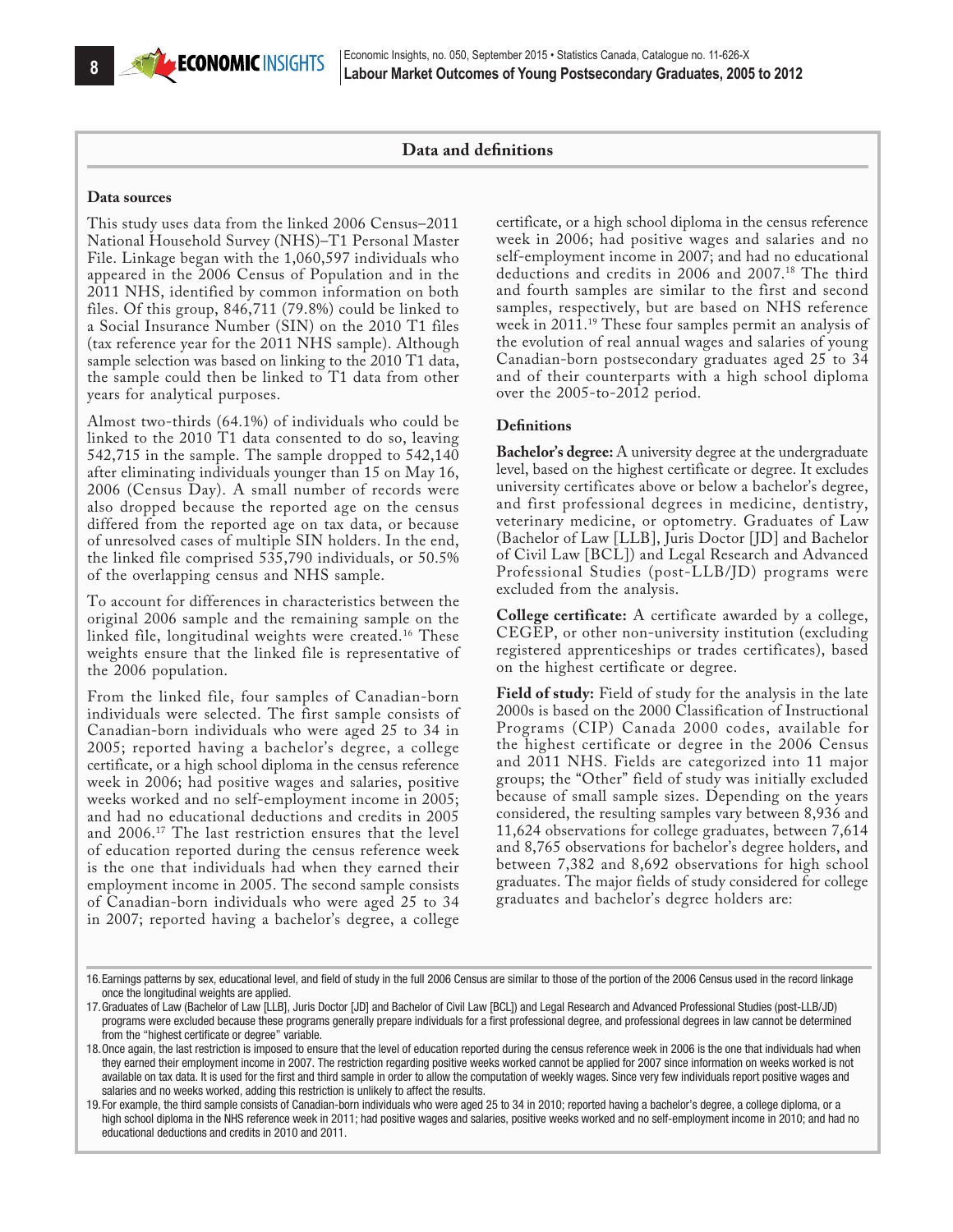## Data and definitions

### Data sources

This study uses data from the linked 2006 Census–2011 National Household Survey (NHS)–T1 Personal Master File. Linkage began with the 1,060,597 individuals who appeared in the 2006 Census of Population and in the 2011 NHS, identified by common information on both files. Of this group, 846,711 (79.8%) could be linked to a Social Insurance Number (SIN) on the 2010 T1 files (tax reference year for the 2011 NHS sample). Although sample selection was based on linking to the 2010 T1 data, the sample could then be linked to T1 data from other years for analytical purposes.

Almost two-thirds (64.1%) of individuals who could be linked to the 2010 T1 data consented to do so, leaving 542,715 in the sample. The sample dropped to 542,140 after eliminating individuals younger than 15 on May 16, 2006 (Census Day). A small number of records were also dropped because the reported age on the census differed from the reported age on tax data, or because of unresolved cases of multiple SIN holders. In the end, the linked file comprised 535,790 individuals, or 50.5% of the overlapping census and NHS sample.

To account for differences in characteristics between the original 2006 sample and the remaining sample on the linked file, longitudinal weights were created.[16] These weights ensure that the linked file is representative of the 2006 population.

From the linked file, four samples of Canadian-born individuals were selected. The first sample consists of Canadian-born individuals who were aged 25 to 34 in 2005; reported having a bachelor's degree, a college certificate, or a high school diploma in the census reference week in 2006; had positive wages and salaries, positive weeks worked and no self-employment income in 2005; and had no educational deductions and credits in 2005 and 2006.[17] The last restriction ensures that the level of education reported during the census reference week is the one that individuals had when they earned their employment income in 2005. The second sample consists of Canadian-born individuals who were aged 25 to 34 in 2007; reported having a bachelor's degree, a college certificate, or a high school diploma in the census reference week in 2006; had positive wages and salaries and no self-employment income in 2007; and had no educational deductions and credits in 2006 and 2007.[18] The third and fourth samples are similar to the first and second samples, respectively, but are based on NHS reference week in 2011.[19] These four samples permit an analysis of the evolution of real annual wages and salaries of young Canadian-born postsecondary graduates aged 25 to 34 and of their counterparts with a high school diploma over the 2005-to-2012 period.

### Definitions

**Bachelor's degree:** A university degree at the undergraduate level, based on the highest certificate or degree. It excludes university certificates above or below a bachelor's degree, and first professional degrees in medicine, dentistry, veterinary medicine, or optometry. Graduates of Law (Bachelor of Law [LLB], Juris Doctor [JD] and Bachelor of Civil Law [BCL]) and Legal Research and Advanced Professional Studies (post-LLB/JD) programs were excluded from the analysis.

**College certificate:** A certificate awarded by a college, CEGEP, or other non-university institution (excluding registered apprenticeships or trades certificates), based on the highest certificate or degree.

**Field of study:** Field of study for the analysis in the late 2000s is based on the 2000 Classification of Instructional Programs (CIP) Canada 2000 codes, available for the highest certificate or degree in the 2006 Census and 2011 NHS. Fields are categorized into 11 major groups; the "Other" field of study was initially excluded because of small sample sizes. Depending on the years considered, the resulting samples vary between 8,936 and 11,624 observations for college graduates, between 7,614 and 8,765 observations for bachelor's degree holders, and between 7,382 and 8,692 observations for high school graduates. The major fields of study considered for college graduates and bachelor's degree holders are:

16. Earnings patterns by sex, educational level, and field of study in the full 2006 Census are similar to those of the portion of the 2006 Census used in the record linkage once the longitudinal weights are applied.

17. Graduates of Law (Bachelor of Law [LLB], Juris Doctor [JD] and Bachelor of Civil Law [BCL]) and Legal Research and Advanced Professional Studies (post-LLB/JD) programs were excluded because these programs generally prepare individuals for a first professional degree, and professional degrees in law cannot be determined from the "highest certificate or degree" variable.

18. Once again, the last restriction is imposed to ensure that the level of education reported during the census reference week in 2006 is the one that individuals had when they earned their employment income in 2007. The restriction regarding positive weeks worked cannot be applied for 2007 since information on weeks worked is not available on tax data. It is used for the first and third sample in order to allow the computation of weekly wages. Since very few individuals report positive wages and salaries and no weeks worked, adding this restriction is unlikely to affect the results.

19. For example, the third sample consists of Canadian-born individuals who were aged 25 to 34 in 2010; reported having a bachelor's degree, a college diploma, or a high school diploma in the NHS reference week in 2011; had positive wages and salaries, positive weeks worked and no self-employment income in 2010; and had no educational deductions and credits in 2010 and 2011.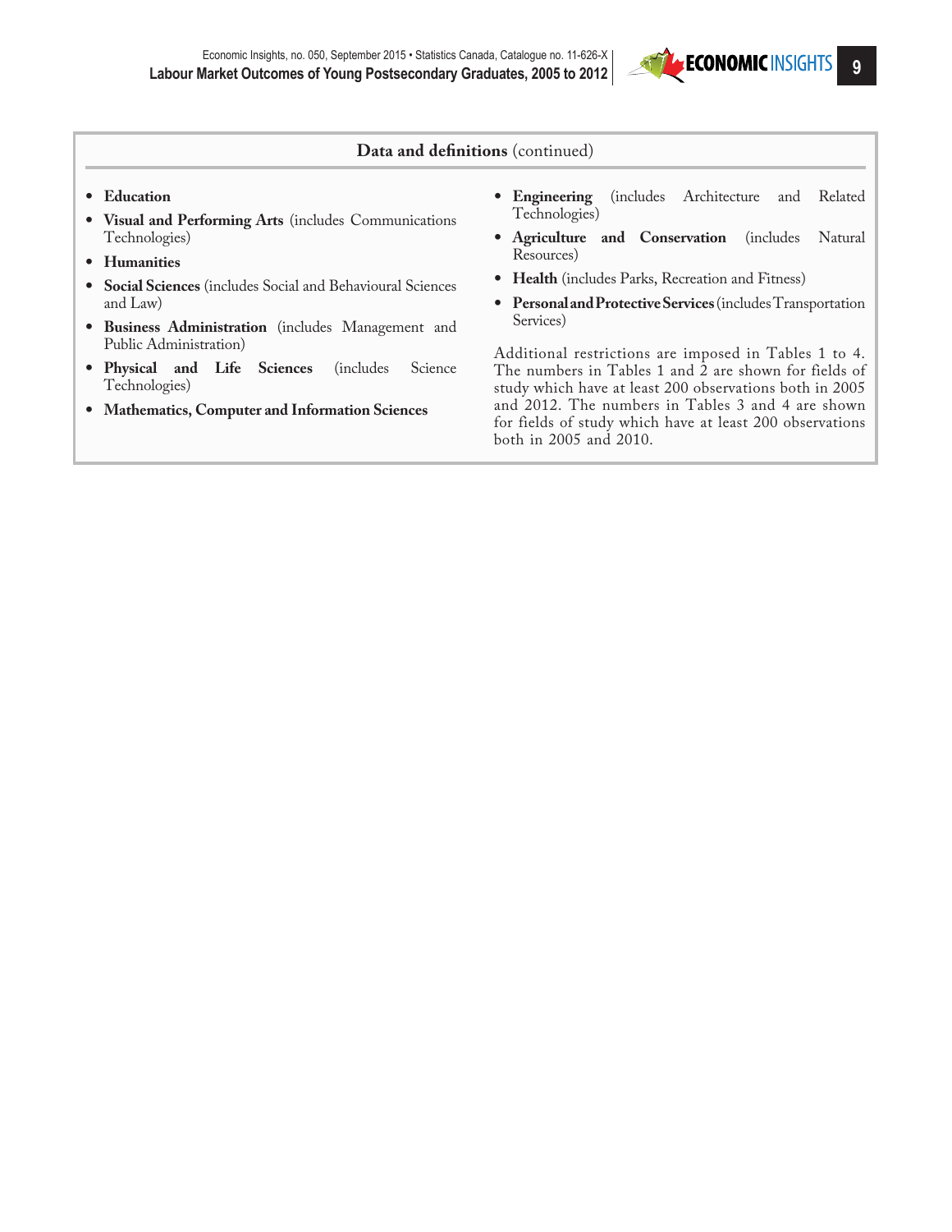## Data and definitions (continued)

- **Education**
- **Visual and Performing Arts** (includes Communications Technologies)
- **Humanities**
- **Social Sciences** (includes Social and Behavioural Sciences and Law)
- **Business Administration** (includes Management and Public Administration)
- **Physical and Life Sciences** (includes Science Technologies)
- **Mathematics, Computer and Information Sciences**
- **Engineering** (includes Architecture and Related Technologies)
- **Agriculture and Conservation** (includes Natural Resources)
- **Health** (includes Parks, Recreation and Fitness)
- **Personal and Protective Services** (includes Transportation Services)

Additional restrictions are imposed in Tables 1 to 4. The numbers in Tables 1 and 2 are shown for fields of study which have at least 200 observations both in 2005 and 2012. The numbers in Tables 3 and 4 are shown for fields of study which have at least 200 observations both in 2005 and 2010.